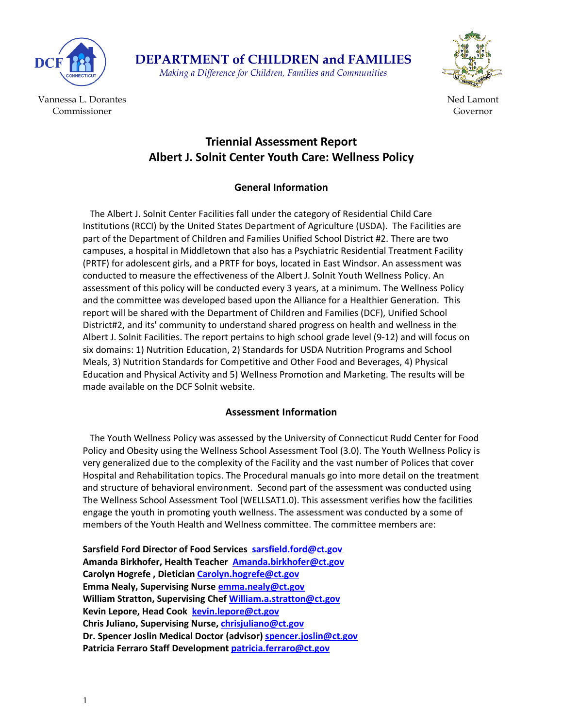**DEPARTMENT of CHILDREN and FAMILIES**

*Making a Difference for Children, Families and Communities*

Vannessa L. Dorantes
Commissioner

Ned Lamont
Governor

# Triennial Assessment Report
# Albert J. Solnit Center Youth Care: Wellness Policy

## General Information

The Albert J. Solnit Center Facilities fall under the category of Residential Child Care Institutions (RCCI) by the United States Department of Agriculture (USDA). The Facilities are part of the Department of Children and Families Unified School District #2. There are two campuses, a hospital in Middletown that also has a Psychiatric Residential Treatment Facility (PRTF) for adolescent girls, and a PRTF for boys, located in East Windsor. An assessment was conducted to measure the effectiveness of the Albert J. Solnit Youth Wellness Policy. An assessment of this policy will be conducted every 3 years, at a minimum. The Wellness Policy and the committee was developed based upon the Alliance for a Healthier Generation. This report will be shared with the Department of Children and Families (DCF), Unified School District#2, and its' community to understand shared progress on health and wellness in the Albert J. Solnit Facilities. The report pertains to high school grade level (9-12) and will focus on six domains: 1) Nutrition Education, 2) Standards for USDA Nutrition Programs and School Meals, 3) Nutrition Standards for Competitive and Other Food and Beverages, 4) Physical Education and Physical Activity and 5) Wellness Promotion and Marketing. The results will be made available on the DCF Solnit website.

## Assessment Information

The Youth Wellness Policy was assessed by the University of Connecticut Rudd Center for Food Policy and Obesity using the Wellness School Assessment Tool (3.0). The Youth Wellness Policy is very generalized due to the complexity of the Facility and the vast number of Polices that cover Hospital and Rehabilitation topics. The Procedural manuals go into more detail on the treatment and structure of behavioral environment. Second part of the assessment was conducted using The Wellness School Assessment Tool (WELLSAT1.0). This assessment verifies how the facilities engage the youth in promoting youth wellness. The assessment was conducted by a some of members of the Youth Health and Wellness committee. The committee members are:

**Sarsfield Ford Director of Food Services sarsfield.ford@ct.gov**
**Amanda Birkhofer, Health Teacher Amanda.birkhofer@ct.gov**
**Carolyn Hogrefe , Dietician Carolyn.hogrefe@ct.gov**
**Emma Nealy, Supervising Nurse emma.nealy@ct.gov**
**William Stratton, Supervising Chef William.a.stratton@ct.gov**
**Kevin Lepore, Head Cook kevin.lepore@ct.gov**
**Chris Juliano, Supervising Nurse, chrisjuliano@ct.gov**
**Dr. Spencer Joslin Medical Doctor (advisor) spencer.joslin@ct.gov**
**Patricia Ferraro Staff Development patricia.ferraro@ct.gov**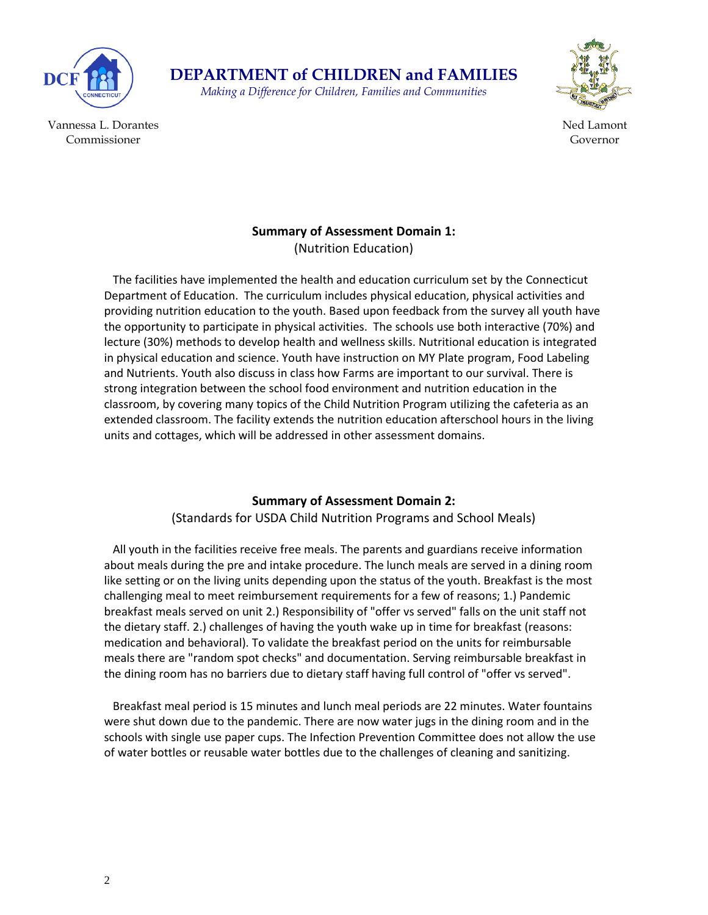# DEPARTMENT of CHILDREN and FAMILIES

*Making a Difference for Children, Families and Communities*

Vannessa L. Dorantes
Commissioner

Ned Lamont
Governor

## Summary of Assessment Domain 1:

(Nutrition Education)

The facilities have implemented the health and education curriculum set by the Connecticut Department of Education. The curriculum includes physical education, physical activities and providing nutrition education to the youth. Based upon feedback from the survey all youth have the opportunity to participate in physical activities. The schools use both interactive (70%) and lecture (30%) methods to develop health and wellness skills. Nutritional education is integrated in physical education and science. Youth have instruction on MY Plate program, Food Labeling and Nutrients. Youth also discuss in class how Farms are important to our survival. There is strong integration between the school food environment and nutrition education in the classroom, by covering many topics of the Child Nutrition Program utilizing the cafeteria as an extended classroom. The facility extends the nutrition education afterschool hours in the living units and cottages, which will be addressed in other assessment domains.

## Summary of Assessment Domain 2:

(Standards for USDA Child Nutrition Programs and School Meals)

All youth in the facilities receive free meals. The parents and guardians receive information about meals during the pre and intake procedure. The lunch meals are served in a dining room like setting or on the living units depending upon the status of the youth. Breakfast is the most challenging meal to meet reimbursement requirements for a few of reasons; 1.) Pandemic breakfast meals served on unit 2.) Responsibility of "offer vs served" falls on the unit staff not the dietary staff. 2.) challenges of having the youth wake up in time for breakfast (reasons: medication and behavioral). To validate the breakfast period on the units for reimbursable meals there are "random spot checks" and documentation. Serving reimbursable breakfast in the dining room has no barriers due to dietary staff having full control of "offer vs served".

Breakfast meal period is 15 minutes and lunch meal periods are 22 minutes. Water fountains were shut down due to the pandemic. There are now water jugs in the dining room and in the schools with single use paper cups. The Infection Prevention Committee does not allow the use of water bottles or reusable water bottles due to the challenges of cleaning and sanitizing.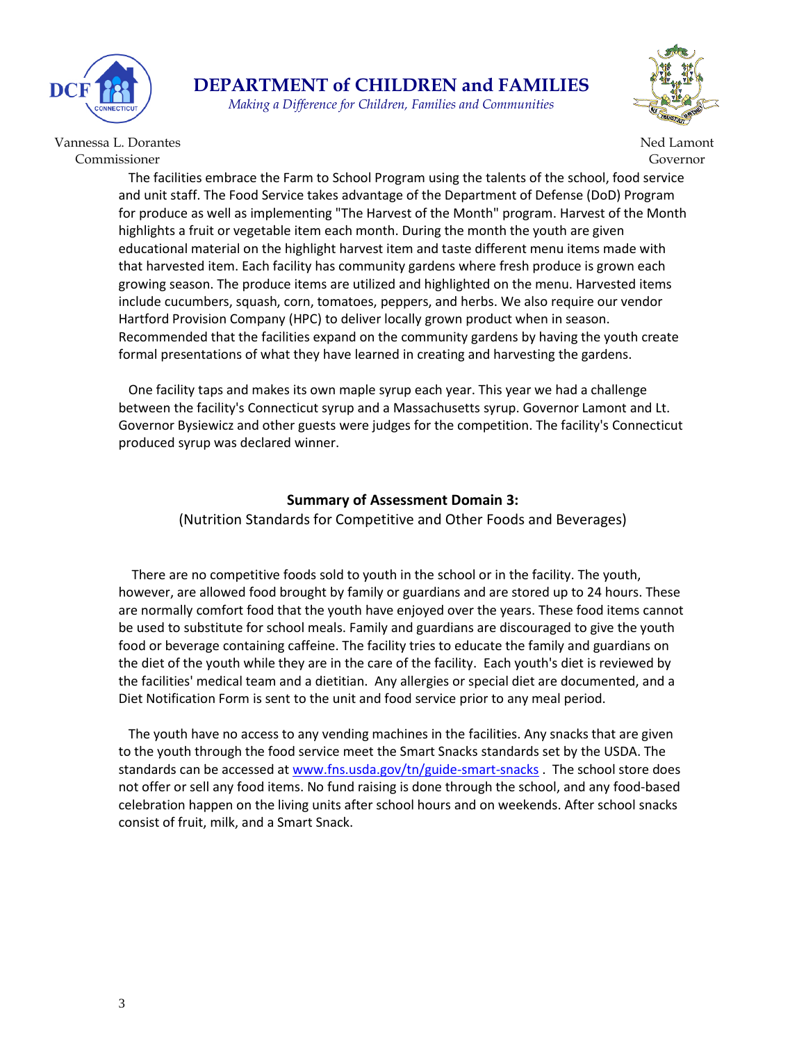The facilities embrace the Farm to School Program using the talents of the school, food service and unit staff. The Food Service takes advantage of the Department of Defense (DoD) Program for produce as well as implementing "The Harvest of the Month" program. Harvest of the Month highlights a fruit or vegetable item each month. During the month the youth are given educational material on the highlight harvest item and taste different menu items made with that harvested item. Each facility has community gardens where fresh produce is grown each growing season. The produce items are utilized and highlighted on the menu. Harvested items include cucumbers, squash, corn, tomatoes, peppers, and herbs. We also require our vendor Hartford Provision Company (HPC) to deliver locally grown product when in season. Recommended that the facilities expand on the community gardens by having the youth create formal presentations of what they have learned in creating and harvesting the gardens.

One facility taps and makes its own maple syrup each year. This year we had a challenge between the facility's Connecticut syrup and a Massachusetts syrup. Governor Lamont and Lt. Governor Bysiewicz and other guests were judges for the competition. The facility's Connecticut produced syrup was declared winner.

**Summary of Assessment Domain 3:**

(Nutrition Standards for Competitive and Other Foods and Beverages)

There are no competitive foods sold to youth in the school or in the facility. The youth, however, are allowed food brought by family or guardians and are stored up to 24 hours. These are normally comfort food that the youth have enjoyed over the years. These food items cannot be used to substitute for school meals. Family and guardians are discouraged to give the youth food or beverage containing caffeine. The facility tries to educate the family and guardians on the diet of the youth while they are in the care of the facility. Each youth's diet is reviewed by the facilities' medical team and a dietitian. Any allergies or special diet are documented, and a Diet Notification Form is sent to the unit and food service prior to any meal period.

The youth have no access to any vending machines in the facilities. Any snacks that are given to the youth through the food service meet the Smart Snacks standards set by the USDA. The standards can be accessed at [www.fns.usda.gov/tn/guide-smart-snacks](http://www.fns.usda.gov/tn/guide-smart-snacks) . The school store does not offer or sell any food items. No fund raising is done through the school, and any food-based celebration happen on the living units after school hours and on weekends. After school snacks consist of fruit, milk, and a Smart Snack.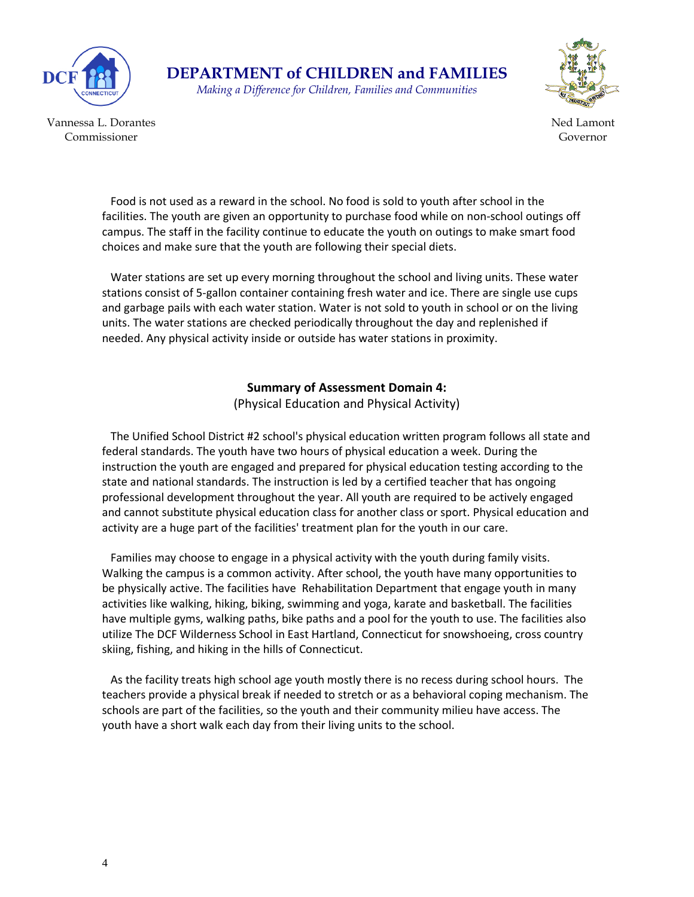Food is not used as a reward in the school. No food is sold to youth after school in the facilities. The youth are given an opportunity to purchase food while on non-school outings off campus. The staff in the facility continue to educate the youth on outings to make smart food choices and make sure that the youth are following their special diets.

Water stations are set up every morning throughout the school and living units. These water stations consist of 5-gallon container containing fresh water and ice. There are single use cups and garbage pails with each water station. Water is not sold to youth in school or on the living units. The water stations are checked periodically throughout the day and replenished if needed. Any physical activity inside or outside has water stations in proximity.

**Summary of Assessment Domain 4:**
(Physical Education and Physical Activity)

The Unified School District #2 school's physical education written program follows all state and federal standards. The youth have two hours of physical education a week. During the instruction the youth are engaged and prepared for physical education testing according to the state and national standards. The instruction is led by a certified teacher that has ongoing professional development throughout the year. All youth are required to be actively engaged and cannot substitute physical education class for another class or sport. Physical education and activity are a huge part of the facilities' treatment plan for the youth in our care.

Families may choose to engage in a physical activity with the youth during family visits. Walking the campus is a common activity. After school, the youth have many opportunities to be physically active. The facilities have Rehabilitation Department that engage youth in many activities like walking, hiking, biking, swimming and yoga, karate and basketball. The facilities have multiple gyms, walking paths, bike paths and a pool for the youth to use. The facilities also utilize The DCF Wilderness School in East Hartland, Connecticut for snowshoeing, cross country skiing, fishing, and hiking in the hills of Connecticut.

As the facility treats high school age youth mostly there is no recess during school hours. The teachers provide a physical break if needed to stretch or as a behavioral coping mechanism. The schools are part of the facilities, so the youth and their community milieu have access. The youth have a short walk each day from their living units to the school.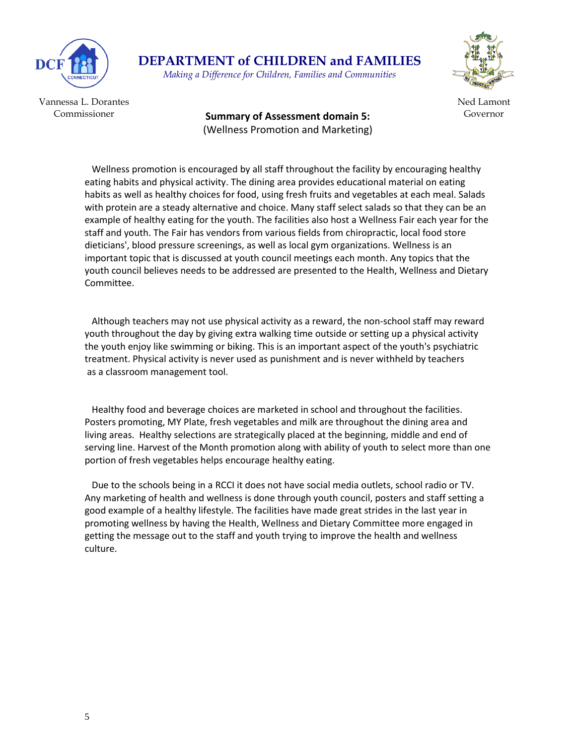**DEPARTMENT of CHILDREN and FAMILIES**

*Making a Difference for Children, Families and Communities*

Vannessa L. Dorantes
Commissioner

Ned Lamont
Governor

## Summary of Assessment domain 5:

(Wellness Promotion and Marketing)

Wellness promotion is encouraged by all staff throughout the facility by encouraging healthy eating habits and physical activity. The dining area provides educational material on eating habits as well as healthy choices for food, using fresh fruits and vegetables at each meal. Salads with protein are a steady alternative and choice. Many staff select salads so that they can be an example of healthy eating for the youth. The facilities also host a Wellness Fair each year for the staff and youth. The Fair has vendors from various fields from chiropractic, local food store dieticians', blood pressure screenings, as well as local gym organizations. Wellness is an important topic that is discussed at youth council meetings each month. Any topics that the youth council believes needs to be addressed are presented to the Health, Wellness and Dietary Committee.

Although teachers may not use physical activity as a reward, the non-school staff may reward youth throughout the day by giving extra walking time outside or setting up a physical activity the youth enjoy like swimming or biking. This is an important aspect of the youth's psychiatric treatment. Physical activity is never used as punishment and is never withheld by teachers as a classroom management tool.

Healthy food and beverage choices are marketed in school and throughout the facilities. Posters promoting, MY Plate, fresh vegetables and milk are throughout the dining area and living areas. Healthy selections are strategically placed at the beginning, middle and end of serving line. Harvest of the Month promotion along with ability of youth to select more than one portion of fresh vegetables helps encourage healthy eating.

Due to the schools being in a RCCI it does not have social media outlets, school radio or TV. Any marketing of health and wellness is done through youth council, posters and staff setting a good example of a healthy lifestyle. The facilities have made great strides in the last year in promoting wellness by having the Health, Wellness and Dietary Committee more engaged in getting the message out to the staff and youth trying to improve the health and wellness culture.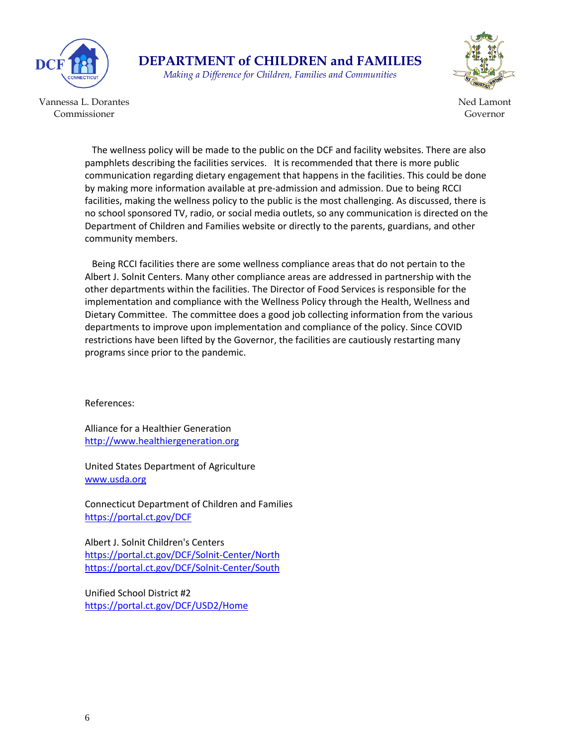**DEPARTMENT of CHILDREN and FAMILIES**

*Making a Difference for Children, Families and Communities*

Vannessa L. Dorantes
Commissioner

Ned Lamont
Governor

The wellness policy will be made to the public on the DCF and facility websites. There are also pamphlets describing the facilities services. It is recommended that there is more public communication regarding dietary engagement that happens in the facilities. This could be done by making more information available at pre-admission and admission. Due to being RCCI facilities, making the wellness policy to the public is the most challenging. As discussed, there is no school sponsored TV, radio, or social media outlets, so any communication is directed on the Department of Children and Families website or directly to the parents, guardians, and other community members.

Being RCCI facilities there are some wellness compliance areas that do not pertain to the Albert J. Solnit Centers. Many other compliance areas are addressed in partnership with the other departments within the facilities. The Director of Food Services is responsible for the implementation and compliance with the Wellness Policy through the Health, Wellness and Dietary Committee. The committee does a good job collecting information from the various departments to improve upon implementation and compliance of the policy. Since COVID restrictions have been lifted by the Governor, the facilities are cautiously restarting many programs since prior to the pandemic.

References:

Alliance for a Healthier Generation
http://www.healthiergeneration.org

United States Department of Agriculture
www.usda.org

Connecticut Department of Children and Families
https://portal.ct.gov/DCF

Albert J. Solnit Children's Centers
https://portal.ct.gov/DCF/Solnit-Center/North
https://portal.ct.gov/DCF/Solnit-Center/South

Unified School District #2
https://portal.ct.gov/DCF/USD2/Home